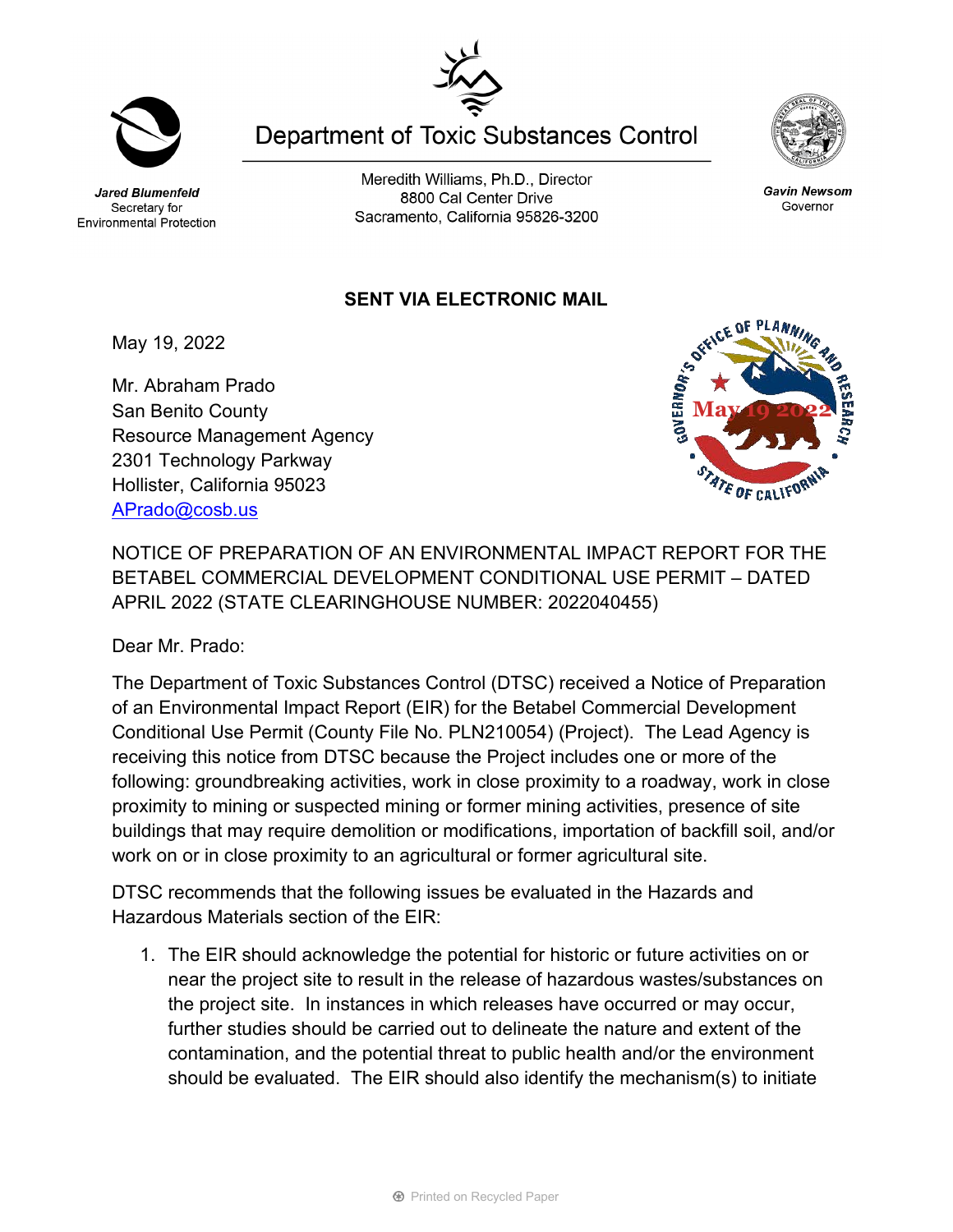# Department of Toxic Substances Control

Meredith Williams, Ph.D., Director
8800 Cal Center Drive
Sacramento, California 95826-3200

***Jared Blumenfeld***
Secretary for
Environmental Protection

***Gavin Newsom***
Governor

**SENT VIA ELECTRONIC MAIL**

May 19, 2022

Mr. Abraham Prado
San Benito County
Resource Management Agency
2301 Technology Parkway
Hollister, California 95023
APrado@cosb.us

NOTICE OF PREPARATION OF AN ENVIRONMENTAL IMPACT REPORT FOR THE BETABEL COMMERCIAL DEVELOPMENT CONDITIONAL USE PERMIT – DATED APRIL 2022 (STATE CLEARINGHOUSE NUMBER: 2022040455)

Dear Mr. Prado:

The Department of Toxic Substances Control (DTSC) received a Notice of Preparation of an Environmental Impact Report (EIR) for the Betabel Commercial Development Conditional Use Permit (County File No. PLN210054) (Project). The Lead Agency is receiving this notice from DTSC because the Project includes one or more of the following: groundbreaking activities, work in close proximity to a roadway, work in close proximity to mining or suspected mining or former mining activities, presence of site buildings that may require demolition or modifications, importation of backfill soil, and/or work on or in close proximity to an agricultural or former agricultural site.

DTSC recommends that the following issues be evaluated in the Hazards and Hazardous Materials section of the EIR:

1. The EIR should acknowledge the potential for historic or future activities on or near the project site to result in the release of hazardous wastes/substances on the project site. In instances in which releases have occurred or may occur, further studies should be carried out to delineate the nature and extent of the contamination, and the potential threat to public health and/or the environment should be evaluated. The EIR should also identify the mechanism(s) to initiate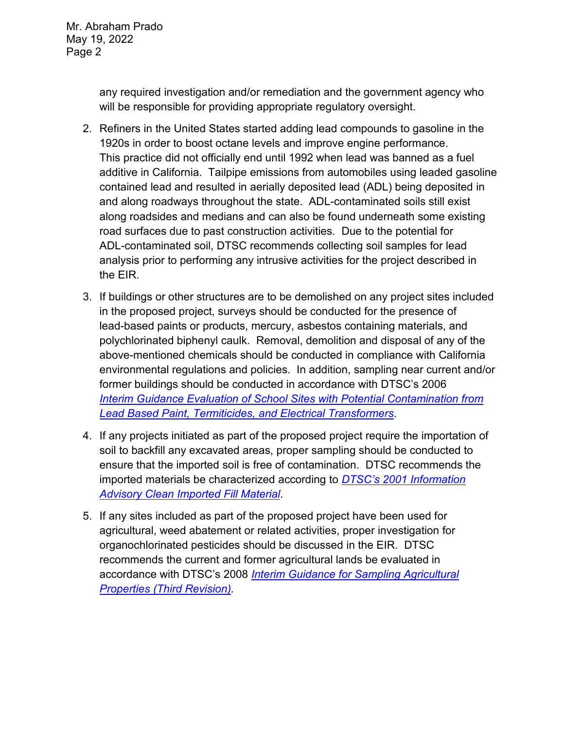any required investigation and/or remediation and the government agency who will be responsible for providing appropriate regulatory oversight.

2. Refiners in the United States started adding lead compounds to gasoline in the 1920s in order to boost octane levels and improve engine performance. This practice did not officially end until 1992 when lead was banned as a fuel additive in California. Tailpipe emissions from automobiles using leaded gasoline contained lead and resulted in aerially deposited lead (ADL) being deposited in and along roadways throughout the state. ADL-contaminated soils still exist along roadsides and medians and can also be found underneath some existing road surfaces due to past construction activities. Due to the potential for ADL-contaminated soil, DTSC recommends collecting soil samples for lead analysis prior to performing any intrusive activities for the project described in the EIR.

3. If buildings or other structures are to be demolished on any project sites included in the proposed project, surveys should be conducted for the presence of lead-based paints or products, mercury, asbestos containing materials, and polychlorinated biphenyl caulk. Removal, demolition and disposal of any of the above-mentioned chemicals should be conducted in compliance with California environmental regulations and policies. In addition, sampling near current and/or former buildings should be conducted in accordance with DTSC's 2006 *Interim Guidance Evaluation of School Sites with Potential Contamination from Lead Based Paint, Termiticides, and Electrical Transformers*.

4. If any projects initiated as part of the proposed project require the importation of soil to backfill any excavated areas, proper sampling should be conducted to ensure that the imported soil is free of contamination. DTSC recommends the imported materials be characterized according to *DTSC's 2001 Information Advisory Clean Imported Fill Material*.

5. If any sites included as part of the proposed project have been used for agricultural, weed abatement or related activities, proper investigation for organochlorinated pesticides should be discussed in the EIR. DTSC recommends the current and former agricultural lands be evaluated in accordance with DTSC's 2008 *Interim Guidance for Sampling Agricultural Properties (Third Revision)*.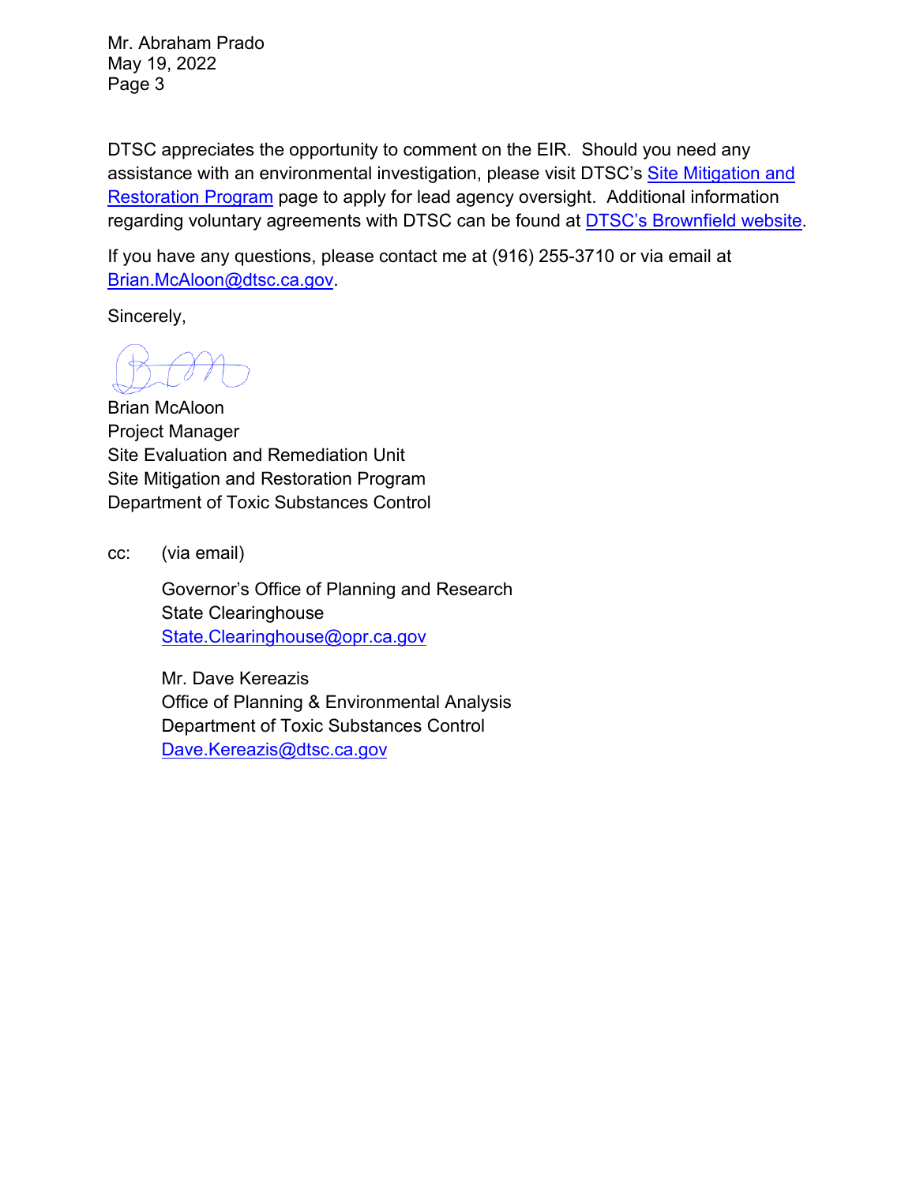Mr. Abraham Prado
May 19, 2022

DTSC appreciates the opportunity to comment on the EIR. Should you need any assistance with an environmental investigation, please visit DTSC's Site Mitigation and Restoration Program page to apply for lead agency oversight. Additional information regarding voluntary agreements with DTSC can be found at DTSC's Brownfield website.

If you have any questions, please contact me at (916) 255-3710 or via email at Brian.McAloon@dtsc.ca.gov.

Sincerely,

Brian McAloon
Project Manager
Site Evaluation and Remediation Unit
Site Mitigation and Restoration Program
Department of Toxic Substances Control

cc: (via email)

Governor's Office of Planning and Research
State Clearinghouse
State.Clearinghouse@opr.ca.gov

Mr. Dave Kereazis
Office of Planning & Environmental Analysis
Department of Toxic Substances Control
Dave.Kereazis@dtsc.ca.gov